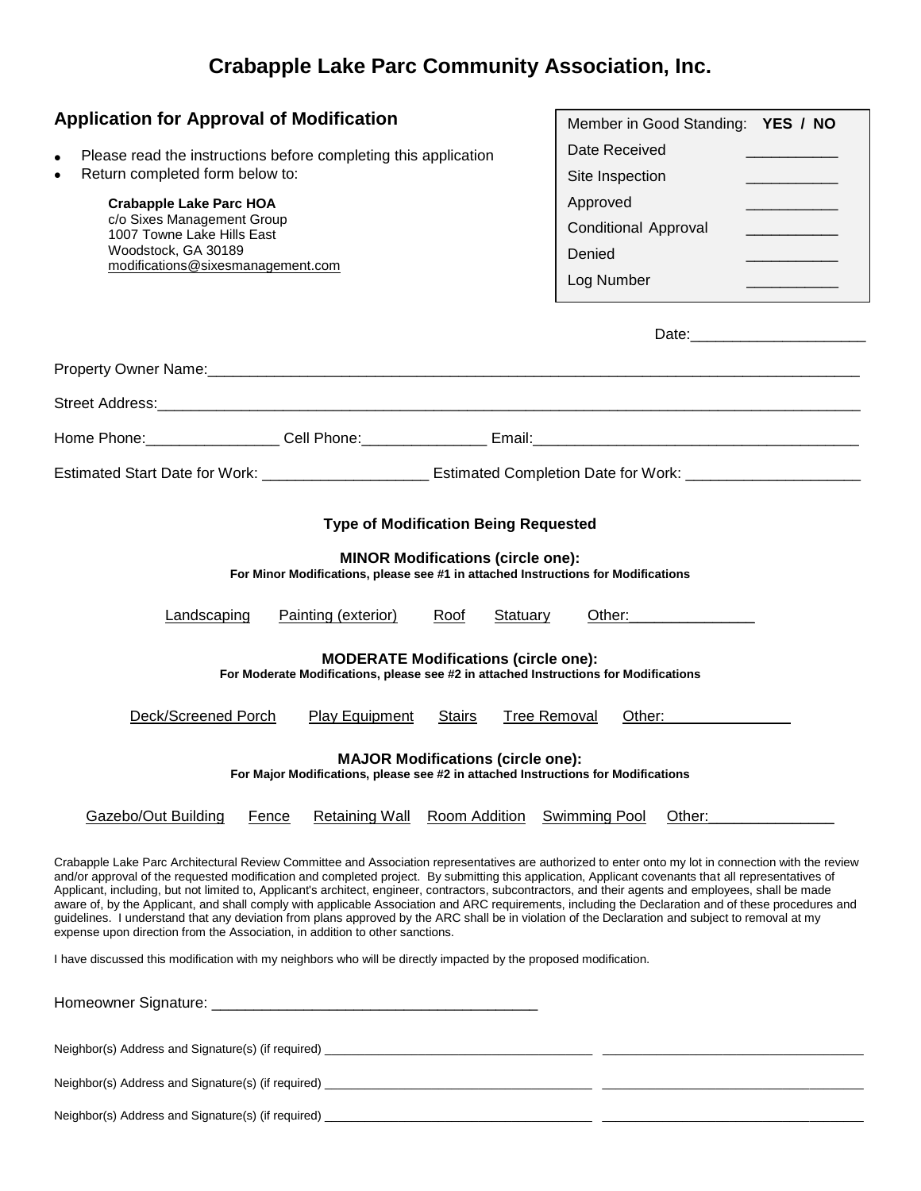# Crabapple Lake Parc Community Association, Inc.

## Application for Approval of Modification

- Please read the instructions before completing this application
- Return completed form below to:

**Crabapple Lake Parc HOA**
c/o Sixes Management Group
1007 Towne Lake Hills East
Woodstock, GA 30189
modifications@sixesmanagement.com

| Member in Good Standing: | **YES / NO** |
|---|---|
| Date Received | __________ |
| Site Inspection | __________ |
| Approved | __________ |
| Conditional Approval | __________ |
| Denied | __________ |
| Log Number | __________ |

Date:____________________

Property Owner Name:_______________________________________________________________________________

Street Address:____________________________________________________________________________________

Home Phone:_______________ Cell Phone:______________ Email:______________________________________

Estimated Start Date for Work: ___________________ Estimated Completion Date for Work: ____________________

### Type of Modification Being Requested

**MINOR Modifications (circle one):**
**For Minor Modifications, please see #1 in attached Instructions for Modifications**

Landscaping    Painting (exterior)    Roof    Statuary    Other:_______________

**MODERATE Modifications (circle one):**
**For Moderate Modifications, please see #2 in attached Instructions for Modifications**

Deck/Screened Porch    Play Equipment    Stairs    Tree Removal    Other:_______________

**MAJOR Modifications (circle one):**
**For Major Modifications, please see #2 in attached Instructions for Modifications**

Gazebo/Out Building    Fence    Retaining Wall    Room Addition    Swimming Pool    Other:_______________

Crabapple Lake Parc Architectural Review Committee and Association representatives are authorized to enter onto my lot in connection with the review and/or approval of the requested modification and completed project. By submitting this application, Applicant covenants that all representatives of Applicant, including, but not limited to, Applicant's architect, engineer, contractors, subcontractors, and their agents and employees, shall be made aware of, by the Applicant, and shall comply with applicable Association and ARC requirements, including the Declaration and of these procedures and guidelines. I understand that any deviation from plans approved by the ARC shall be in violation of the Declaration and subject to removal at my expense upon direction from the Association, in addition to other sanctions.

I have discussed this modification with my neighbors who will be directly impacted by the proposed modification.

Homeowner Signature: ________________________________________

Neighbor(s) Address and Signature(s) (if required) ____________________________________ ____________________________________

Neighbor(s) Address and Signature(s) (if required) ____________________________________ ____________________________________

Neighbor(s) Address and Signature(s) (if required) ____________________________________ ____________________________________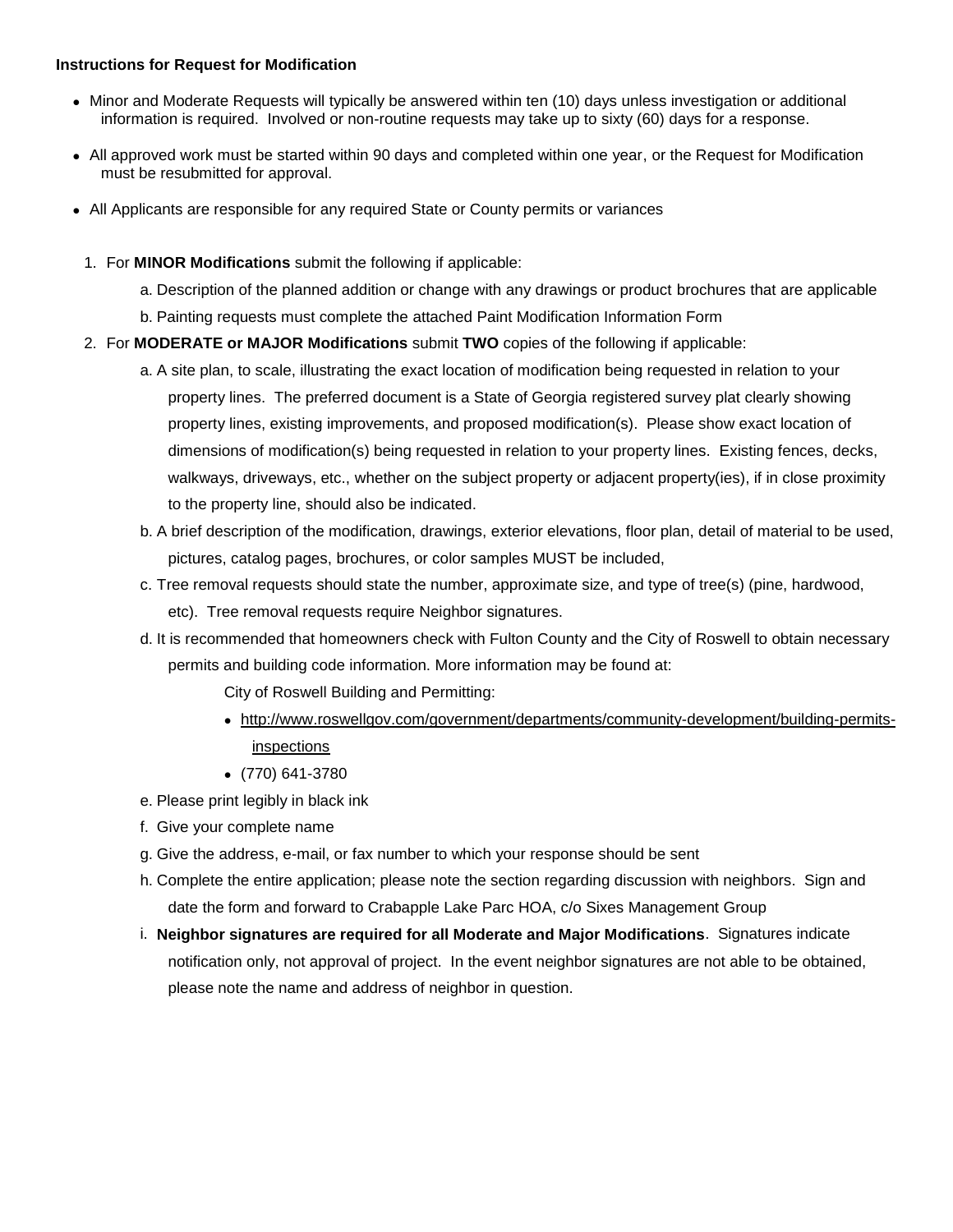**Instructions for Request for Modification**

- Minor and Moderate Requests will typically be answered within ten (10) days unless investigation or additional information is required. Involved or non-routine requests may take up to sixty (60) days for a response.
- All approved work must be started within 90 days and completed within one year, or the Request for Modification must be resubmitted for approval.
- All Applicants are responsible for any required State or County permits or variances

1. For **MINOR Modifications** submit the following if applicable:
   a. Description of the planned addition or change with any drawings or product brochures that are applicable
   b. Painting requests must complete the attached Paint Modification Information Form
2. For **MODERATE or MAJOR Modifications** submit **TWO** copies of the following if applicable:
   a. A site plan, to scale, illustrating the exact location of modification being requested in relation to your property lines. The preferred document is a State of Georgia registered survey plat clearly showing property lines, existing improvements, and proposed modification(s). Please show exact location of dimensions of modification(s) being requested in relation to your property lines. Existing fences, decks, walkways, driveways, etc., whether on the subject property or adjacent property(ies), if in close proximity to the property line, should also be indicated.
   b. A brief description of the modification, drawings, exterior elevations, floor plan, detail of material to be used, pictures, catalog pages, brochures, or color samples MUST be included,
   c. Tree removal requests should state the number, approximate size, and type of tree(s) (pine, hardwood, etc). Tree removal requests require Neighbor signatures.
   d. It is recommended that homeowners check with Fulton County and the City of Roswell to obtain necessary permits and building code information. More information may be found at:

      City of Roswell Building and Permitting:

      - http://www.roswellgov.com/government/departments/community-development/building-permits-inspections
      - (770) 641-3780

   e. Please print legibly in black ink
   f. Give your complete name
   g. Give the address, e-mail, or fax number to which your response should be sent
   h. Complete the entire application; please note the section regarding discussion with neighbors. Sign and date the form and forward to Crabapple Lake Parc HOA, c/o Sixes Management Group
   i. **Neighbor signatures are required for all Moderate and Major Modifications**. Signatures indicate notification only, not approval of project. In the event neighbor signatures are not able to be obtained, please note the name and address of neighbor in question.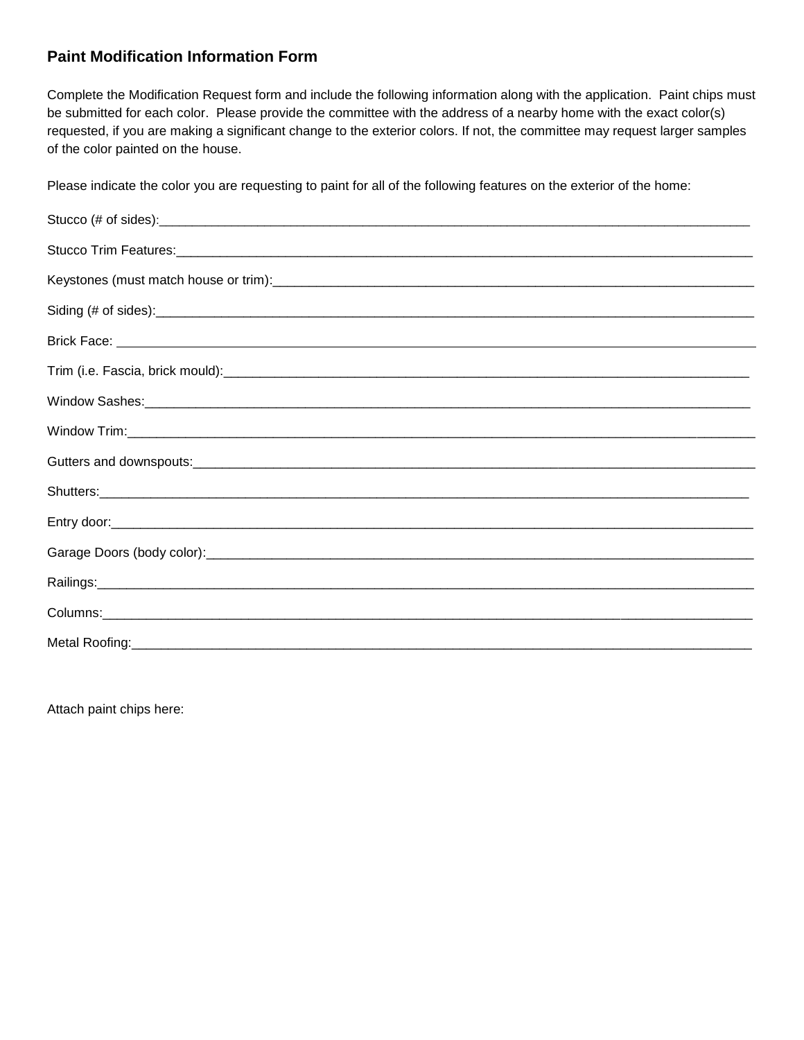## Paint Modification Information Form

Complete the Modification Request form and include the following information along with the application. Paint chips must be submitted for each color. Please provide the committee with the address of a nearby home with the exact color(s) requested, if you are making a significant change to the exterior colors. If not, the committee may request larger samples of the color painted on the house.

Please indicate the color you are requesting to paint for all of the following features on the exterior of the home:

Stucco (# of sides):___________________________________________________________________________

Stucco Trim Features:__________________________________________________________________________

Keystones (must match house or trim):_____________________________________________________________

Siding (# of sides):____________________________________________________________________________

Brick Face: _________________________________________________________________________________

Trim (i.e. Fascia, brick mould):__________________________________________________________________

Window Sashes:______________________________________________________________________________

Window Trim:________________________________________________________________________________

Gutters and downspouts:_______________________________________________________________________

Shutters:____________________________________________________________________________________

Entry door:__________________________________________________________________________________

Garage Doors (body color):_____________________________________________________________________

Railings:____________________________________________________________________________________

Columns:___________________________________________________________________________________

Metal Roofing:________________________________________________________________________________

Attach paint chips here: